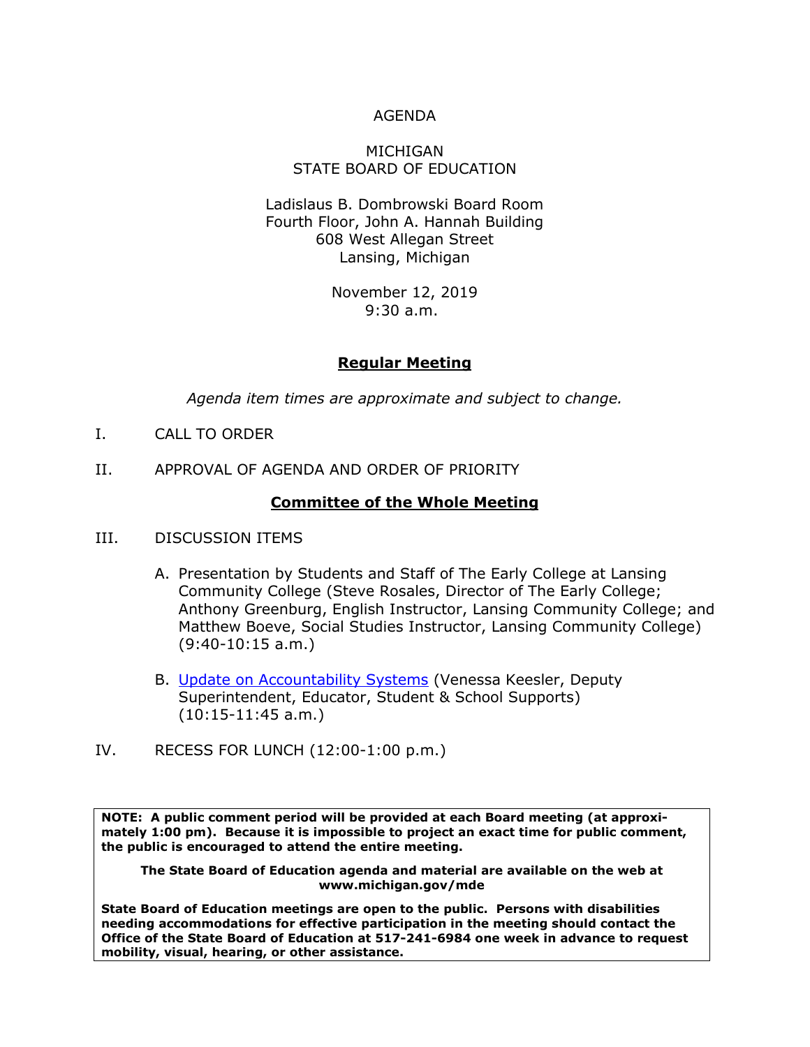# AGENDA

## MICHIGAN
## STATE BOARD OF EDUCATION

Ladislaus B. Dombrowski Board Room
Fourth Floor, John A. Hannah Building
608 West Allegan Street
Lansing, Michigan

November 12, 2019
9:30 a.m.

## **Regular Meeting**

*Agenda item times are approximate and subject to change.*

I. CALL TO ORDER

II. APPROVAL OF AGENDA AND ORDER OF PRIORITY

## **Committee of the Whole Meeting**

III. DISCUSSION ITEMS

A. Presentation by Students and Staff of The Early College at Lansing Community College (Steve Rosales, Director of The Early College; Anthony Greenburg, English Instructor, Lansing Community College; and Matthew Boeve, Social Studies Instructor, Lansing Community College) (9:40-10:15 a.m.)

B. Update on Accountability Systems (Venessa Keesler, Deputy Superintendent, Educator, Student & School Supports) (10:15-11:45 a.m.)

IV. RECESS FOR LUNCH (12:00-1:00 p.m.)

**NOTE: A public comment period will be provided at each Board meeting (at approximately 1:00 pm). Because it is impossible to project an exact time for public comment, the public is encouraged to attend the entire meeting.**

**The State Board of Education agenda and material are available on the web at www.michigan.gov/mde**

**State Board of Education meetings are open to the public. Persons with disabilities needing accommodations for effective participation in the meeting should contact the Office of the State Board of Education at 517-241-6984 one week in advance to request mobility, visual, hearing, or other assistance.**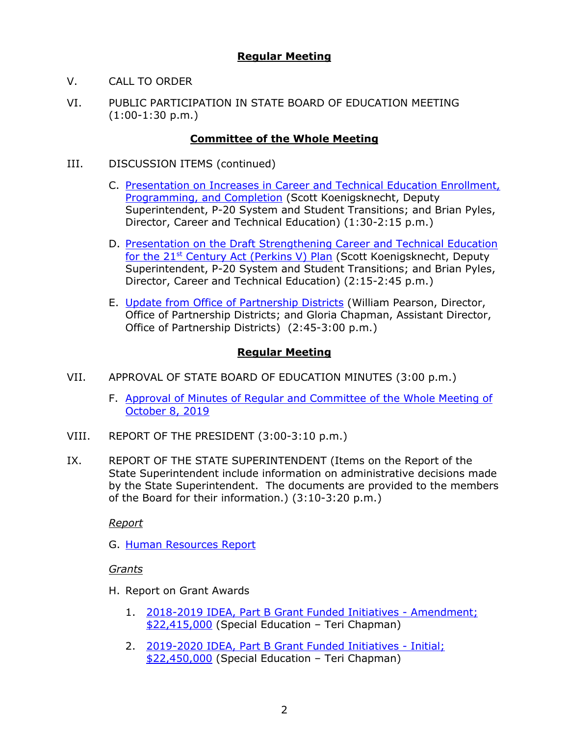## Regular Meeting

V. CALL TO ORDER

VI. PUBLIC PARTICIPATION IN STATE BOARD OF EDUCATION MEETING (1:00-1:30 p.m.)

## Committee of the Whole Meeting

III. DISCUSSION ITEMS (continued)

C. Presentation on Increases in Career and Technical Education Enrollment, Programming, and Completion (Scott Koenigsknecht, Deputy Superintendent, P-20 System and Student Transitions; and Brian Pyles, Director, Career and Technical Education) (1:30-2:15 p.m.)

D. Presentation on the Draft Strengthening Career and Technical Education for the 21st Century Act (Perkins V) Plan (Scott Koenigsknecht, Deputy Superintendent, P-20 System and Student Transitions; and Brian Pyles, Director, Career and Technical Education) (2:15-2:45 p.m.)

E. Update from Office of Partnership Districts (William Pearson, Director, Office of Partnership Districts; and Gloria Chapman, Assistant Director, Office of Partnership Districts) (2:45-3:00 p.m.)

## Regular Meeting

VII. APPROVAL OF STATE BOARD OF EDUCATION MINUTES (3:00 p.m.)

F. Approval of Minutes of Regular and Committee of the Whole Meeting of October 8, 2019

VIII. REPORT OF THE PRESIDENT (3:00-3:10 p.m.)

IX. REPORT OF THE STATE SUPERINTENDENT (Items on the Report of the State Superintendent include information on administrative decisions made by the State Superintendent. The documents are provided to the members of the Board for their information.) (3:10-3:20 p.m.)

*Report*

G. Human Resources Report

*Grants*

H. Report on Grant Awards

1. 2018-2019 IDEA, Part B Grant Funded Initiatives - Amendment; $22,415,000 (Special Education – Teri Chapman)

2. 2019-2020 IDEA, Part B Grant Funded Initiatives - Initial; $22,450,000 (Special Education – Teri Chapman)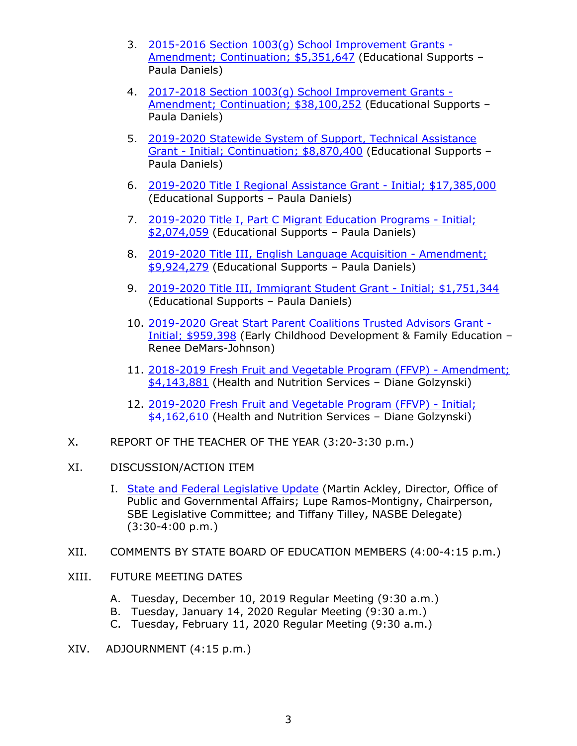3. 2015-2016 Section 1003(g) School Improvement Grants - Amendment; Continuation; $5,351,647 (Educational Supports – Paula Daniels)

4. 2017-2018 Section 1003(g) School Improvement Grants - Amendment; Continuation; $38,100,252 (Educational Supports – Paula Daniels)

5. 2019-2020 Statewide System of Support, Technical Assistance Grant - Initial; Continuation; $8,870,400 (Educational Supports – Paula Daniels)

6. 2019-2020 Title I Regional Assistance Grant - Initial; $17,385,000 (Educational Supports – Paula Daniels)

7. 2019-2020 Title I, Part C Migrant Education Programs - Initial; $2,074,059 (Educational Supports – Paula Daniels)

8. 2019-2020 Title III, English Language Acquisition - Amendment; $9,924,279 (Educational Supports – Paula Daniels)

9. 2019-2020 Title III, Immigrant Student Grant - Initial; $1,751,344 (Educational Supports – Paula Daniels)

10. 2019-2020 Great Start Parent Coalitions Trusted Advisors Grant - Initial; $959,398 (Early Childhood Development & Family Education – Renee DeMars-Johnson)

11. 2018-2019 Fresh Fruit and Vegetable Program (FFVP) - Amendment; $4,143,881 (Health and Nutrition Services – Diane Golzynski)

12. 2019-2020 Fresh Fruit and Vegetable Program (FFVP) - Initial; $4,162,610 (Health and Nutrition Services – Diane Golzynski)

X. REPORT OF THE TEACHER OF THE YEAR (3:20-3:30 p.m.)

XI. DISCUSSION/ACTION ITEM

I. State and Federal Legislative Update (Martin Ackley, Director, Office of Public and Governmental Affairs; Lupe Ramos-Montigny, Chairperson, SBE Legislative Committee; and Tiffany Tilley, NASBE Delegate) (3:30-4:00 p.m.)

XII. COMMENTS BY STATE BOARD OF EDUCATION MEMBERS (4:00-4:15 p.m.)

XIII. FUTURE MEETING DATES

A. Tuesday, December 10, 2019 Regular Meeting (9:30 a.m.)
B. Tuesday, January 14, 2020 Regular Meeting (9:30 a.m.)
C. Tuesday, February 11, 2020 Regular Meeting (9:30 a.m.)

XIV. ADJOURNMENT (4:15 p.m.)